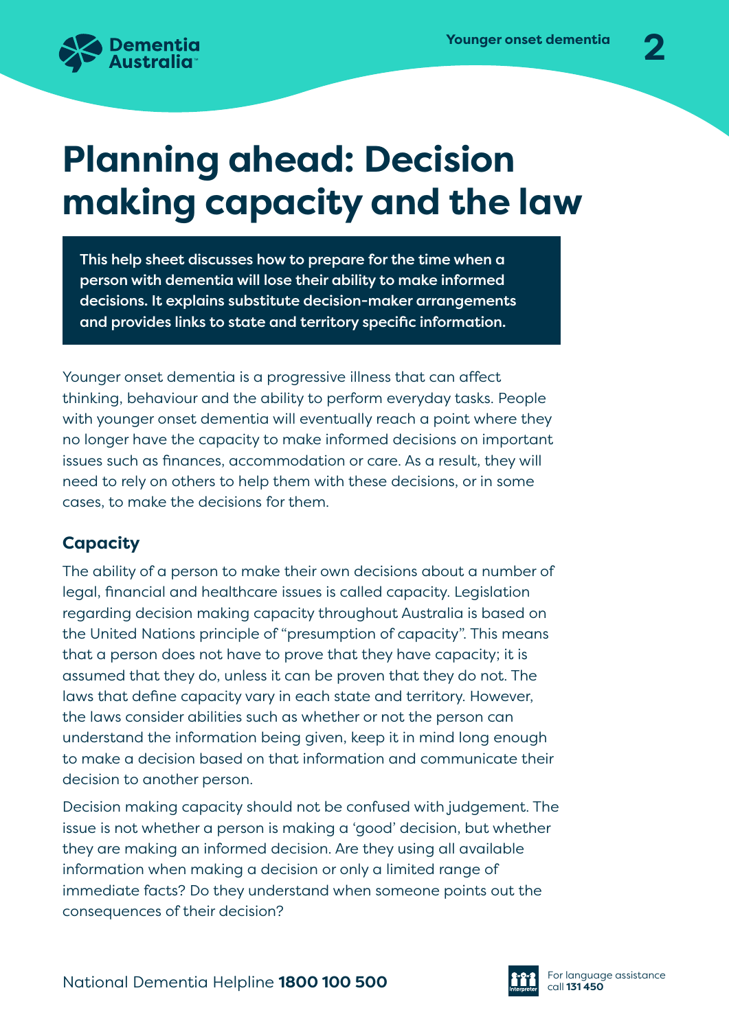# Planning ahead: Decision making capacity and the law

**This help sheet discusses how to prepare for the time when a person with dementia will lose their ability to make informed decisions. It explains substitute decision-maker arrangements and provides links to state and territory specific information.**

Younger onset dementia is a progressive illness that can affect thinking, behaviour and the ability to perform everyday tasks. People with younger onset dementia will eventually reach a point where they no longer have the capacity to make informed decisions on important issues such as finances, accommodation or care. As a result, they will need to rely on others to help them with these decisions, or in some cases, to make the decisions for them.

## Capacity

The ability of a person to make their own decisions about a number of legal, financial and healthcare issues is called capacity. Legislation regarding decision making capacity throughout Australia is based on the United Nations principle of "presumption of capacity". This means that a person does not have to prove that they have capacity; it is assumed that they do, unless it can be proven that they do not. The laws that define capacity vary in each state and territory. However, the laws consider abilities such as whether or not the person can understand the information being given, keep it in mind long enough to make a decision based on that information and communicate their decision to another person.

Decision making capacity should not be confused with judgement. The issue is not whether a person is making a 'good' decision, but whether they are making an informed decision. Are they using all available information when making a decision or only a limited range of immediate facts? Do they understand when someone points out the consequences of their decision?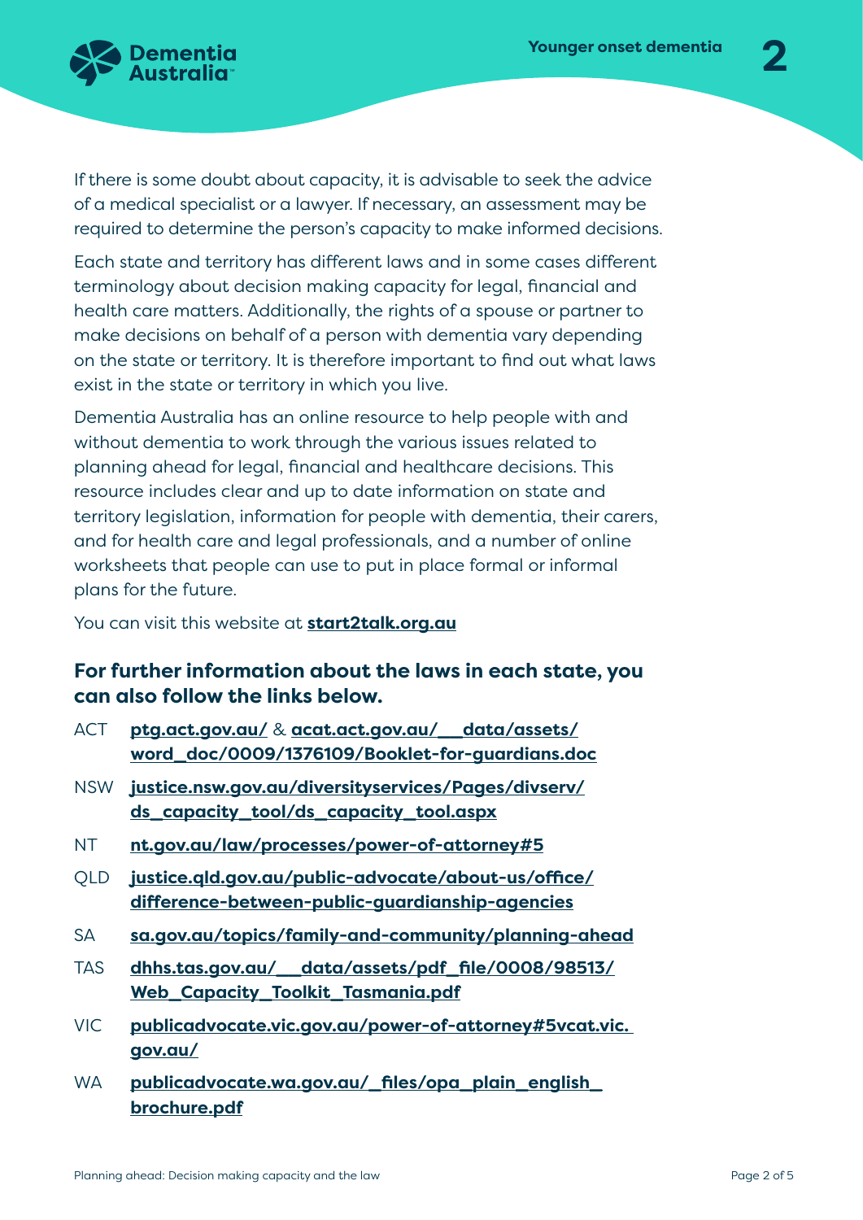If there is some doubt about capacity, it is advisable to seek the advice of a medical specialist or a lawyer. If necessary, an assessment may be required to determine the person's capacity to make informed decisions.

Each state and territory has different laws and in some cases different terminology about decision making capacity for legal, financial and health care matters. Additionally, the rights of a spouse or partner to make decisions on behalf of a person with dementia vary depending on the state or territory. It is therefore important to find out what laws exist in the state or territory in which you live.

Dementia Australia has an online resource to help people with and without dementia to work through the various issues related to planning ahead for legal, financial and healthcare decisions. This resource includes clear and up to date information on state and territory legislation, information for people with dementia, their carers, and for health care and legal professionals, and a number of online worksheets that people can use to put in place formal or informal plans for the future.

You can visit this website at **start2talk.org.au**

### For further information about the laws in each state, you can also follow the links below.

- ACT **ptg.act.gov.au/** & **acat.act.gov.au/__data/assets/word_doc/0009/1376109/Booklet-for-guardians.doc**
- NSW **justice.nsw.gov.au/diversityservices/Pages/divserv/ds_capacity_tool/ds_capacity_tool.aspx**
- NT **nt.gov.au/law/processes/power-of-attorney#5**
- QLD **justice.qld.gov.au/public-advocate/about-us/office/difference-between-public-guardianship-agencies**
- SA **sa.gov.au/topics/family-and-community/planning-ahead**
- TAS **dhhs.tas.gov.au/__data/assets/pdf_file/0008/98513/Web_Capacity_Toolkit_Tasmania.pdf**
- VIC **publicadvocate.vic.gov.au/power-of-attorney#5vcat.vic.gov.au/**
- WA **publicadvocate.wa.gov.au/_files/opa_plain_english_brochure.pdf**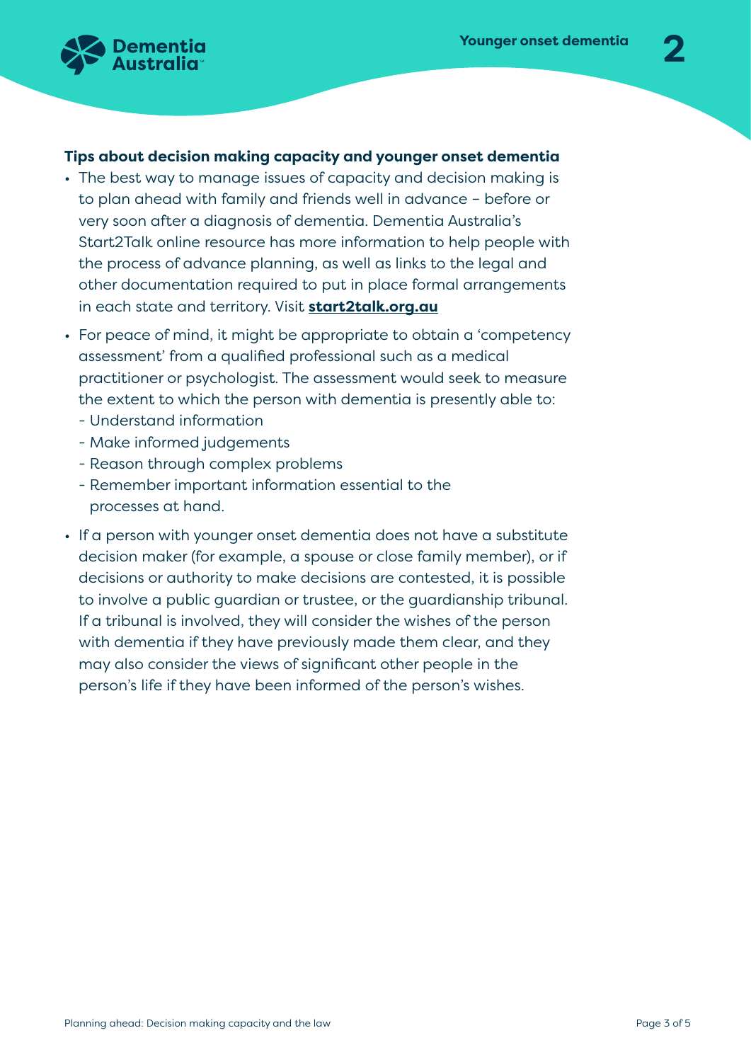### Tips about decision making capacity and younger onset dementia

- The best way to manage issues of capacity and decision making is to plan ahead with family and friends well in advance – before or very soon after a diagnosis of dementia. Dementia Australia's Start2Talk online resource has more information to help people with the process of advance planning, as well as links to the legal and other documentation required to put in place formal arrangements in each state and territory. Visit **start2talk.org.au**
- For peace of mind, it might be appropriate to obtain a 'competency assessment' from a qualified professional such as a medical practitioner or psychologist. The assessment would seek to measure the extent to which the person with dementia is presently able to:
  - Understand information
  - Make informed judgements
  - Reason through complex problems
  - Remember important information essential to the processes at hand.
- If a person with younger onset dementia does not have a substitute decision maker (for example, a spouse or close family member), or if decisions or authority to make decisions are contested, it is possible to involve a public guardian or trustee, or the guardianship tribunal. If a tribunal is involved, they will consider the wishes of the person with dementia if they have previously made them clear, and they may also consider the views of significant other people in the person's life if they have been informed of the person's wishes.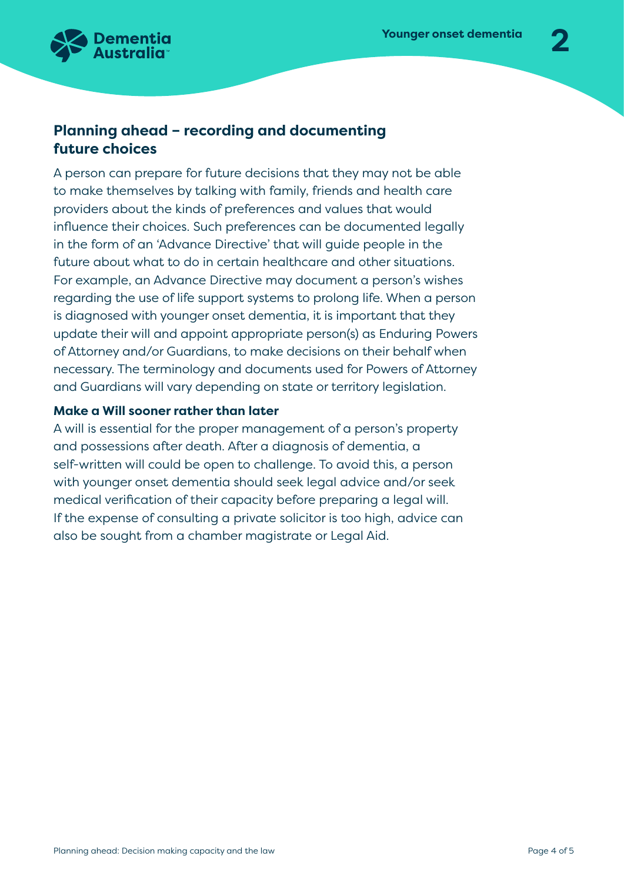## Planning ahead – recording and documenting future choices

A person can prepare for future decisions that they may not be able to make themselves by talking with family, friends and health care providers about the kinds of preferences and values that would influence their choices. Such preferences can be documented legally in the form of an 'Advance Directive' that will guide people in the future about what to do in certain healthcare and other situations. For example, an Advance Directive may document a person's wishes regarding the use of life support systems to prolong life. When a person is diagnosed with younger onset dementia, it is important that they update their will and appoint appropriate person(s) as Enduring Powers of Attorney and/or Guardians, to make decisions on their behalf when necessary. The terminology and documents used for Powers of Attorney and Guardians will vary depending on state or territory legislation.

### Make a Will sooner rather than later

A will is essential for the proper management of a person's property and possessions after death. After a diagnosis of dementia, a self-written will could be open to challenge. To avoid this, a person with younger onset dementia should seek legal advice and/or seek medical verification of their capacity before preparing a legal will. If the expense of consulting a private solicitor is too high, advice can also be sought from a chamber magistrate or Legal Aid.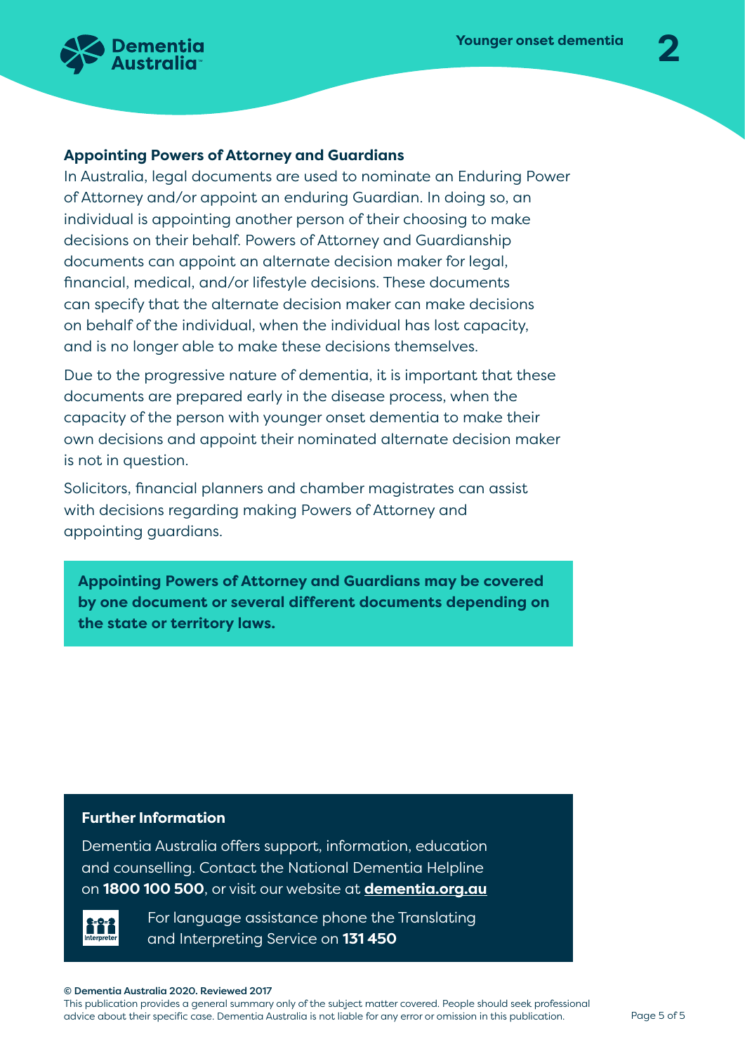## Appointing Powers of Attorney and Guardians

In Australia, legal documents are used to nominate an Enduring Power of Attorney and/or appoint an enduring Guardian. In doing so, an individual is appointing another person of their choosing to make decisions on their behalf. Powers of Attorney and Guardianship documents can appoint an alternate decision maker for legal, financial, medical, and/or lifestyle decisions. These documents can specify that the alternate decision maker can make decisions on behalf of the individual, when the individual has lost capacity, and is no longer able to make these decisions themselves.

Due to the progressive nature of dementia, it is important that these documents are prepared early in the disease process, when the capacity of the person with younger onset dementia to make their own decisions and appoint their nominated alternate decision maker is not in question.

Solicitors, financial planners and chamber magistrates can assist with decisions regarding making Powers of Attorney and appointing guardians.

**Appointing Powers of Attorney and Guardians may be covered by one document or several different documents depending on the state or territory laws.**

### Further Information

Dementia Australia offers support, information, education and counselling. Contact the National Dementia Helpline on **1800 100 500**, or visit our website at **dementia.org.au**

For language assistance phone the Translating and Interpreting Service on **131 450**

**© Dementia Australia 2020. Reviewed 2017**

This publication provides a general summary only of the subject matter covered. People should seek professional advice about their specific case. Dementia Australia is not liable for any error or omission in this publication.